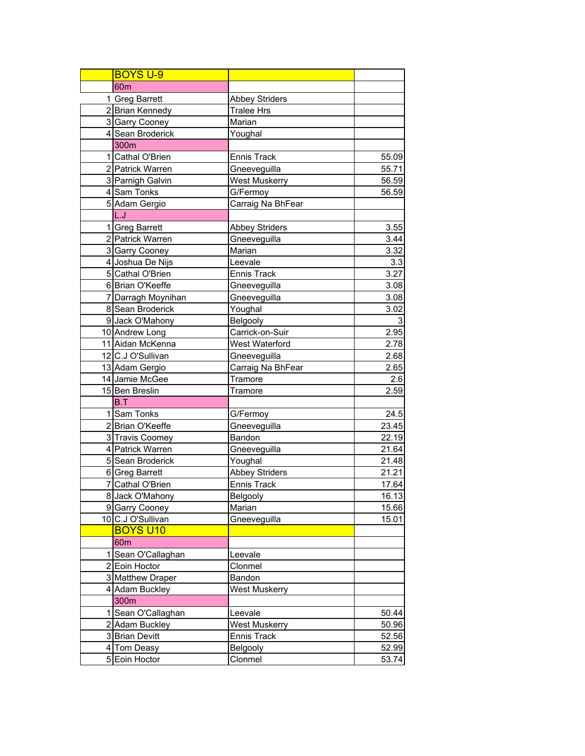| | BOYS U-9 | | |
|---|---|---|---|
| | 60m | | |
| 1 | Greg Barrett | Abbey Striders | |
| 2 | Brian Kennedy | Tralee Hrs | |
| 3 | Garry Cooney | Marian | |
| 4 | Sean Broderick | Youghal | |
| | 300m | | |
| 1 | Cathal O'Brien | Ennis Track | 55.09 |
| 2 | Patrick Warren | Gneeveguilla | 55.71 |
| 3 | Parnigh Galvin | West Muskerry | 56.59 |
| 4 | Sam Tonks | G/Fermoy | 56.59 |
| 5 | Adam Gergio | Carraig Na BhFear | |
| | L.J | | |
| 1 | Greg Barrett | Abbey Striders | 3.55 |
| 2 | Patrick Warren | Gneeveguilla | 3.44 |
| 3 | Garry Cooney | Marian | 3.32 |
| 4 | Joshua De Nijs | Leevale | 3.3 |
| 5 | Cathal O'Brien | Ennis Track | 3.27 |
| 6 | Brian O'Keeffe | Gneeveguilla | 3.08 |
| 7 | Darragh Moynihan | Gneeveguilla | 3.08 |
| 8 | Sean Broderick | Youghal | 3.02 |
| 9 | Jack O'Mahony | Belgooly | 3 |
| 10 | Andrew Long | Carrick-on-Suir | 2.95 |
| 11 | Aidan McKenna | West Waterford | 2.78 |
| 12 | C.J O'Sullivan | Gneeveguilla | 2.68 |
| 13 | Adam Gergio | Carraig Na BhFear | 2.65 |
| 14 | Jamie McGee | Tramore | 2.6 |
| 15 | Ben Breslin | Tramore | 2.59 |
| | B.T | | |
| 1 | Sam Tonks | G/Fermoy | 24.5 |
| 2 | Brian O'Keeffe | Gneeveguilla | 23.45 |
| 3 | Travis Coomey | Bandon | 22.19 |
| 4 | Patrick Warren | Gneeveguilla | 21.64 |
| 5 | Sean Broderick | Youghal | 21.48 |
| 6 | Greg Barrett | Abbey Striders | 21.21 |
| 7 | Cathal O'Brien | Ennis Track | 17.64 |
| 8 | Jack O'Mahony | Belgooly | 16.13 |
| 9 | Garry Cooney | Marian | 15.66 |
| 10 | C.J O'Sullivan | Gneeveguilla | 15.01 |
| | BOYS U10 | | |
| | 60m | | |
| 1 | Sean O'Callaghan | Leevale | |
| 2 | Eoin Hoctor | Clonmel | |
| 3 | Matthew Draper | Bandon | |
| 4 | Adam Buckley | West Muskerry | |
| | 300m | | |
| 1 | Sean O'Callaghan | Leevale | 50.44 |
| 2 | Adam Buckley | West Muskerry | 50.96 |
| 3 | Brian Devitt | Ennis Track | 52.56 |
| 4 | Tom Deasy | Belgooly | 52.99 |
| 5 | Eoin Hoctor | Clonmel | 53.74 |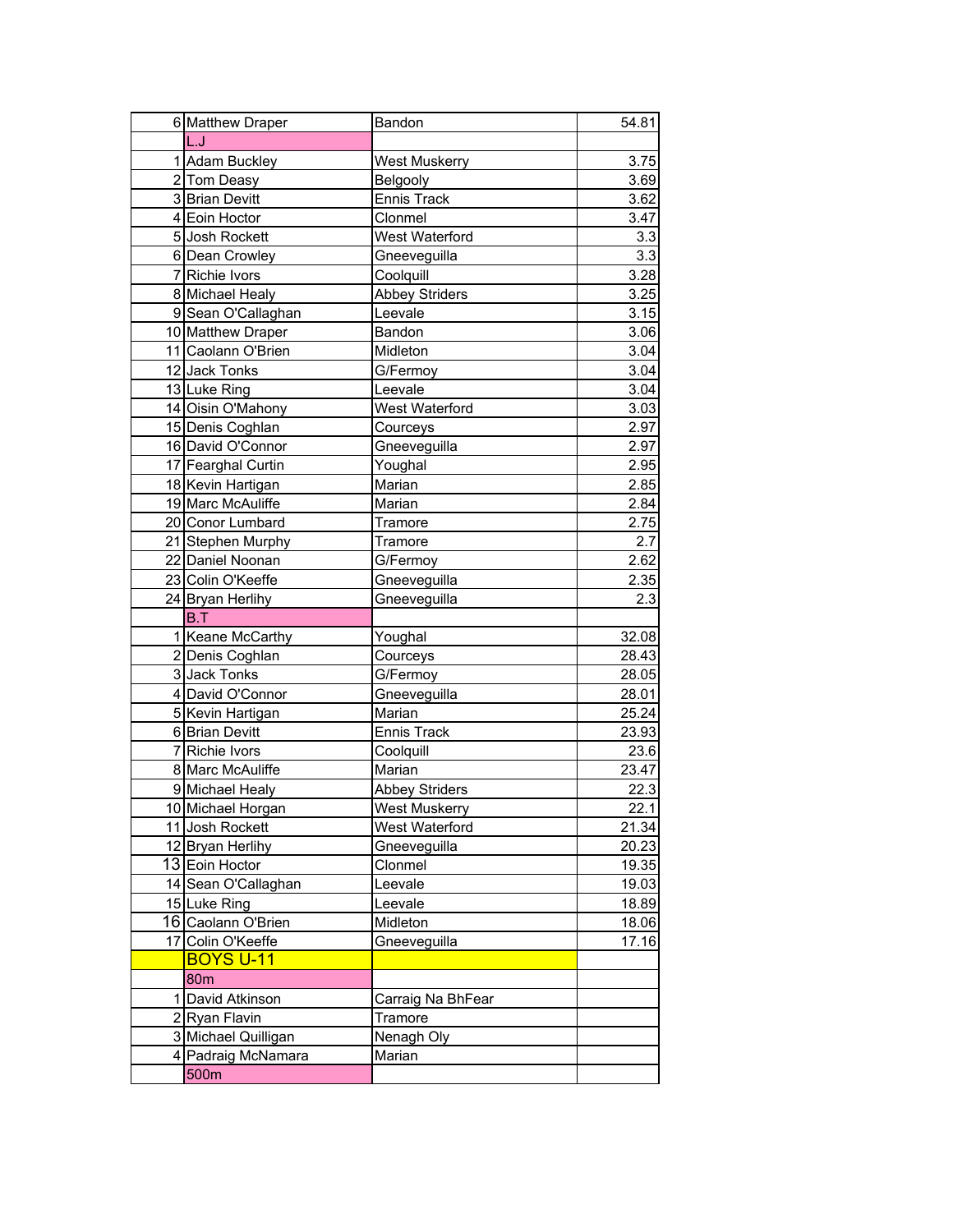| | | | |
|---|---|---|---|
| 6 | Matthew Draper | Bandon | 54.81 |
| | L.J | | |
| 1 | Adam Buckley | West Muskerry | 3.75 |
| 2 | Tom Deasy | Belgooly | 3.69 |
| 3 | Brian Devitt | Ennis Track | 3.62 |
| 4 | Eoin Hoctor | Clonmel | 3.47 |
| 5 | Josh Rockett | West Waterford | 3.3 |
| 6 | Dean Crowley | Gneeveguilla | 3.3 |
| 7 | Richie Ivors | Coolquill | 3.28 |
| 8 | Michael Healy | Abbey Striders | 3.25 |
| 9 | Sean O'Callaghan | Leevale | 3.15 |
| 10 | Matthew Draper | Bandon | 3.06 |
| 11 | Caolann O'Brien | Midleton | 3.04 |
| 12 | Jack Tonks | G/Fermoy | 3.04 |
| 13 | Luke Ring | Leevale | 3.04 |
| 14 | Oisin O'Mahony | West Waterford | 3.03 |
| 15 | Denis Coghlan | Courceys | 2.97 |
| 16 | David O'Connor | Gneeveguilla | 2.97 |
| 17 | Fearghal Curtin | Youghal | 2.95 |
| 18 | Kevin Hartigan | Marian | 2.85 |
| 19 | Marc McAuliffe | Marian | 2.84 |
| 20 | Conor Lumbard | Tramore | 2.75 |
| 21 | Stephen Murphy | Tramore | 2.7 |
| 22 | Daniel Noonan | G/Fermoy | 2.62 |
| 23 | Colin O'Keeffe | Gneeveguilla | 2.35 |
| 24 | Bryan Herlihy | Gneeveguilla | 2.3 |
| | B.T | | |
| 1 | Keane McCarthy | Youghal | 32.08 |
| 2 | Denis Coghlan | Courceys | 28.43 |
| 3 | Jack Tonks | G/Fermoy | 28.05 |
| 4 | David O'Connor | Gneeveguilla | 28.01 |
| 5 | Kevin Hartigan | Marian | 25.24 |
| 6 | Brian Devitt | Ennis Track | 23.93 |
| 7 | Richie Ivors | Coolquill | 23.6 |
| 8 | Marc McAuliffe | Marian | 23.47 |
| 9 | Michael Healy | Abbey Striders | 22.3 |
| 10 | Michael Horgan | West Muskerry | 22.1 |
| 11 | Josh Rockett | West Waterford | 21.34 |
| 12 | Bryan Herlihy | Gneeveguilla | 20.23 |
| 13 | Eoin Hoctor | Clonmel | 19.35 |
| 14 | Sean O'Callaghan | Leevale | 19.03 |
| 15 | Luke Ring | Leevale | 18.89 |
| 16 | Caolann O'Brien | Midleton | 18.06 |
| 17 | Colin O'Keeffe | Gneeveguilla | 17.16 |
| | BOYS U-11 | | |
| | 80m | | |
| 1 | David Atkinson | Carraig Na BhFear | |
| 2 | Ryan Flavin | Tramore | |
| 3 | Michael Quilligan | Nenagh Oly | |
| 4 | Padraig McNamara | Marian | |
| | 500m | | |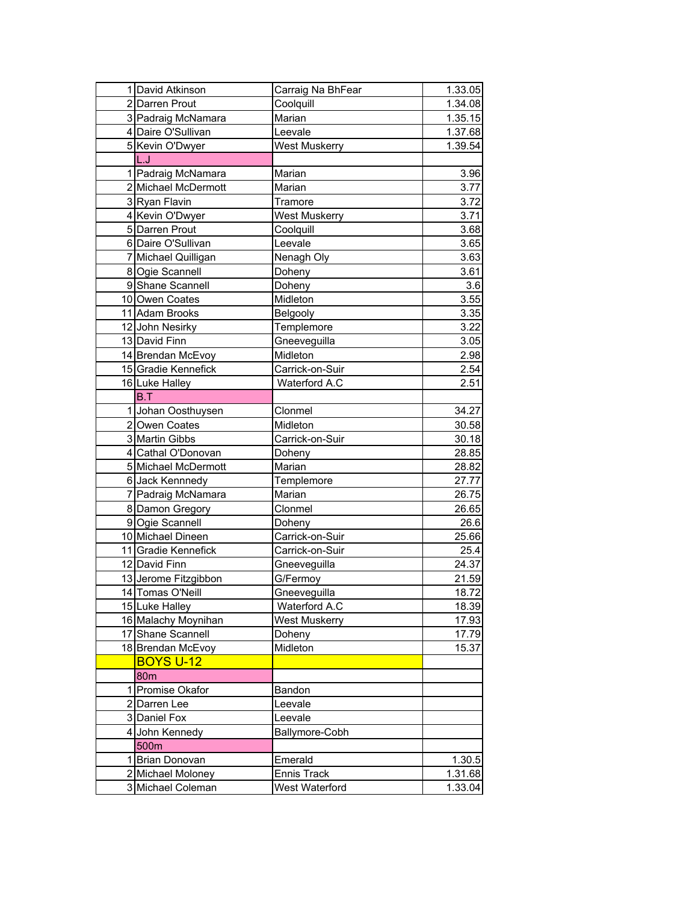| | | | |
|---|---|---|---|
| 1 | David Atkinson | Carraig Na BhFear | 1.33.05 |
| 2 | Darren Prout | Coolquill | 1.34.08 |
| 3 | Padraig McNamara | Marian | 1.35.15 |
| 4 | Daire O'Sullivan | Leevale | 1.37.68 |
| 5 | Kevin O'Dwyer | West Muskerry | 1.39.54 |
| | L.J | | |
| 1 | Padraig McNamara | Marian | 3.96 |
| 2 | Michael McDermott | Marian | 3.77 |
| 3 | Ryan Flavin | Tramore | 3.72 |
| 4 | Kevin O'Dwyer | West Muskerry | 3.71 |
| 5 | Darren Prout | Coolquill | 3.68 |
| 6 | Daire O'Sullivan | Leevale | 3.65 |
| 7 | Michael Quilligan | Nenagh Oly | 3.63 |
| 8 | Ogie Scannell | Doheny | 3.61 |
| 9 | Shane Scannell | Doheny | 3.6 |
| 10 | Owen Coates | Midleton | 3.55 |
| 11 | Adam Brooks | Belgooly | 3.35 |
| 12 | John Nesirky | Templemore | 3.22 |
| 13 | David Finn | Gneeveguilla | 3.05 |
| 14 | Brendan McEvoy | Midleton | 2.98 |
| 15 | Gradie Kennefick | Carrick-on-Suir | 2.54 |
| 16 | Luke Halley | Waterford A.C | 2.51 |
| | B.T | | |
| 1 | Johan Oosthuysen | Clonmel | 34.27 |
| 2 | Owen Coates | Midleton | 30.58 |
| 3 | Martin Gibbs | Carrick-on-Suir | 30.18 |
| 4 | Cathal O'Donovan | Doheny | 28.85 |
| 5 | Michael McDermott | Marian | 28.82 |
| 6 | Jack Kennnedy | Templemore | 27.77 |
| 7 | Padraig McNamara | Marian | 26.75 |
| 8 | Damon Gregory | Clonmel | 26.65 |
| 9 | Ogie Scannell | Doheny | 26.6 |
| 10 | Michael Dineen | Carrick-on-Suir | 25.66 |
| 11 | Gradie Kennefick | Carrick-on-Suir | 25.4 |
| 12 | David Finn | Gneeveguilla | 24.37 |
| 13 | Jerome Fitzgibbon | G/Fermoy | 21.59 |
| 14 | Tomas O'Neill | Gneeveguilla | 18.72 |
| 15 | Luke Halley | Waterford A.C | 18.39 |
| 16 | Malachy Moynihan | West Muskerry | 17.93 |
| 17 | Shane Scannell | Doheny | 17.79 |
| 18 | Brendan McEvoy | Midleton | 15.37 |
| | **BOYS U-12** | | |
| | 80m | | |
| 1 | Promise Okafor | Bandon | |
| 2 | Darren Lee | Leevale | |
| 3 | Daniel Fox | Leevale | |
| 4 | John Kennedy | Ballymore-Cobh | |
| | 500m | | |
| 1 | Brian Donovan | Emerald | 1.30.5 |
| 2 | Michael Moloney | Ennis Track | 1.31.68 |
| 3 | Michael Coleman | West Waterford | 1.33.04 |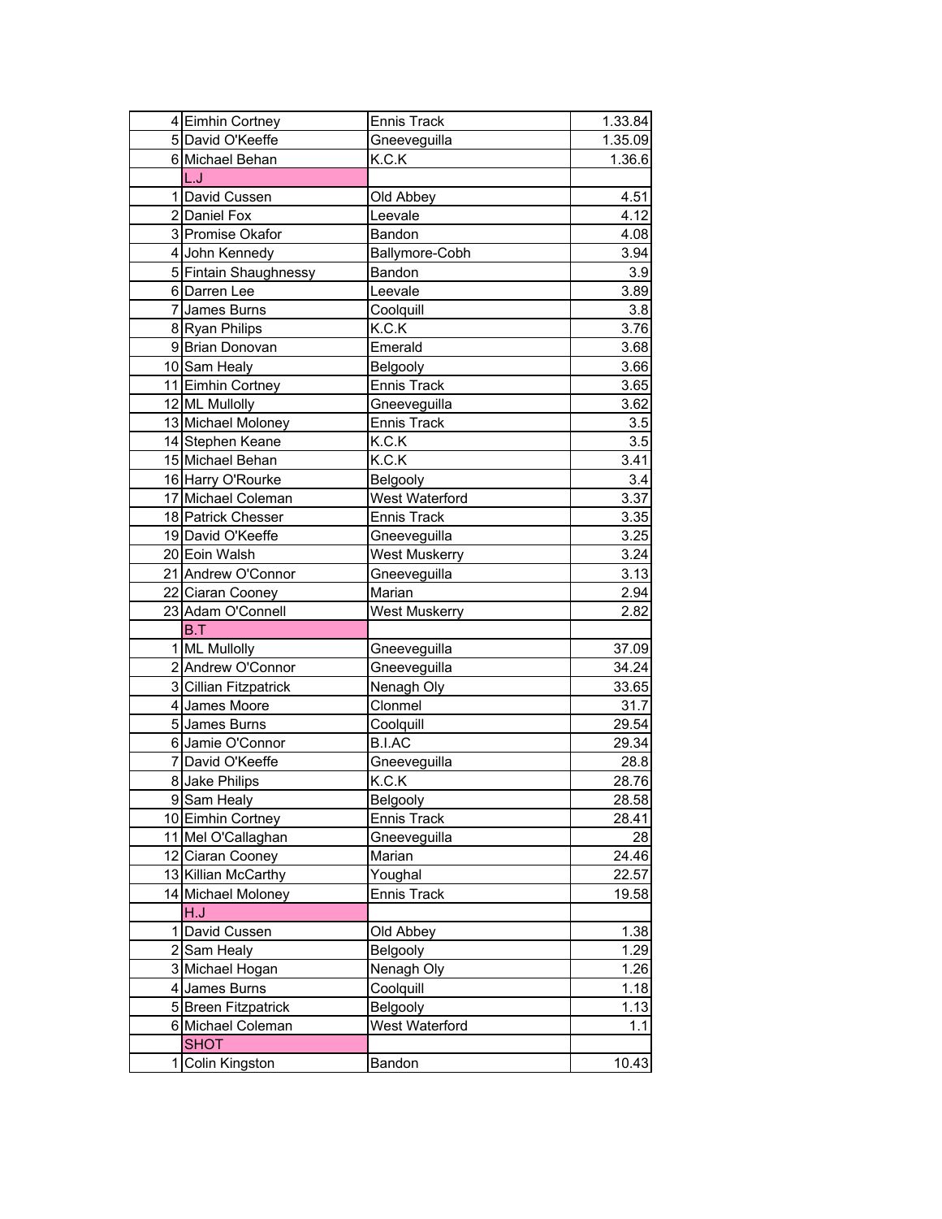| | | | |
|---|---|---|---|
| 4 | Eimhin Cortney | Ennis Track | 1.33.84 |
| 5 | David O'Keeffe | Gneeveguilla | 1.35.09 |
| 6 | Michael Behan | K.C.K | 1.36.6 |
| | L.J | | |
| 1 | David Cussen | Old Abbey | 4.51 |
| 2 | Daniel Fox | Leevale | 4.12 |
| 3 | Promise Okafor | Bandon | 4.08 |
| 4 | John Kennedy | Ballymore-Cobh | 3.94 |
| 5 | Fintain Shaughnessy | Bandon | 3.9 |
| 6 | Darren Lee | Leevale | 3.89 |
| 7 | James Burns | Coolquill | 3.8 |
| 8 | Ryan Philips | K.C.K | 3.76 |
| 9 | Brian Donovan | Emerald | 3.68 |
| 10 | Sam Healy | Belgooly | 3.66 |
| 11 | Eimhin Cortney | Ennis Track | 3.65 |
| 12 | ML Mullolly | Gneeveguilla | 3.62 |
| 13 | Michael Moloney | Ennis Track | 3.5 |
| 14 | Stephen Keane | K.C.K | 3.5 |
| 15 | Michael Behan | K.C.K | 3.41 |
| 16 | Harry O'Rourke | Belgooly | 3.4 |
| 17 | Michael Coleman | West Waterford | 3.37 |
| 18 | Patrick Chesser | Ennis Track | 3.35 |
| 19 | David O'Keeffe | Gneeveguilla | 3.25 |
| 20 | Eoin Walsh | West Muskerry | 3.24 |
| 21 | Andrew O'Connor | Gneeveguilla | 3.13 |
| 22 | Ciaran Cooney | Marian | 2.94 |
| 23 | Adam O'Connell | West Muskerry | 2.82 |
| | B.T | | |
| 1 | ML Mullolly | Gneeveguilla | 37.09 |
| 2 | Andrew O'Connor | Gneeveguilla | 34.24 |
| 3 | Cillian Fitzpatrick | Nenagh Oly | 33.65 |
| 4 | James Moore | Clonmel | 31.7 |
| 5 | James Burns | Coolquill | 29.54 |
| 6 | Jamie O'Connor | B.I.AC | 29.34 |
| 7 | David O'Keeffe | Gneeveguilla | 28.8 |
| 8 | Jake Philips | K.C.K | 28.76 |
| 9 | Sam Healy | Belgooly | 28.58 |
| 10 | Eimhin Cortney | Ennis Track | 28.41 |
| 11 | Mel O'Callaghan | Gneeveguilla | 28 |
| 12 | Ciaran Cooney | Marian | 24.46 |
| 13 | Killian McCarthy | Youghal | 22.57 |
| 14 | Michael Moloney | Ennis Track | 19.58 |
| | H.J | | |
| 1 | David Cussen | Old Abbey | 1.38 |
| 2 | Sam Healy | Belgooly | 1.29 |
| 3 | Michael Hogan | Nenagh Oly | 1.26 |
| 4 | James Burns | Coolquill | 1.18 |
| 5 | Breen Fitzpatrick | Belgooly | 1.13 |
| 6 | Michael Coleman | West Waterford | 1.1 |
| | SHOT | | |
| 1 | Colin Kingston | Bandon | 10.43 |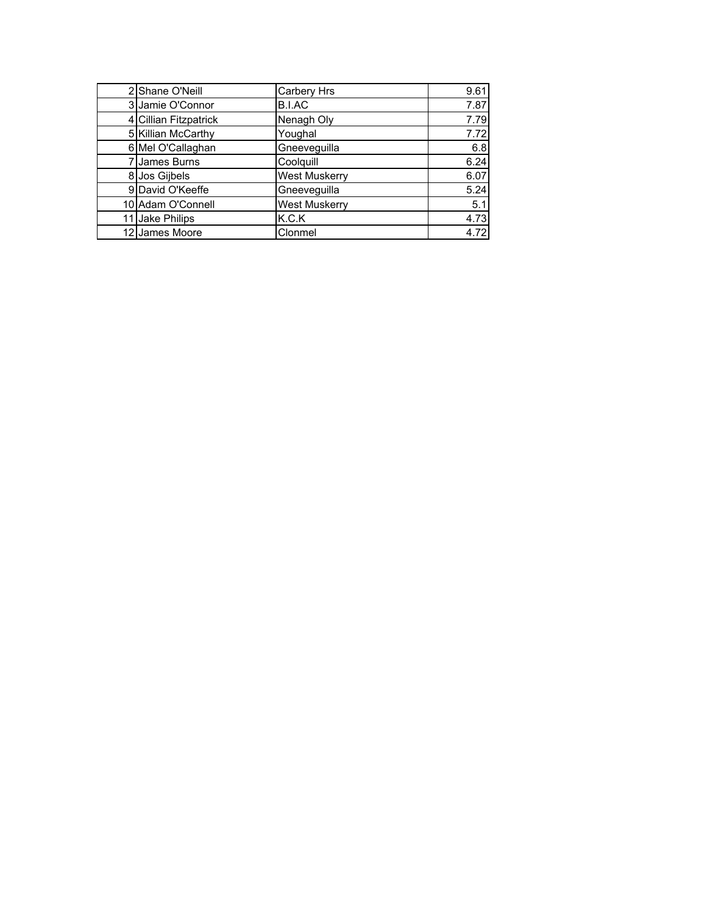| | | | |
|---|---|---|---|
| 2 | Shane O'Neill | Carbery Hrs | 9.61 |
| 3 | Jamie O'Connor | B.I.AC | 7.87 |
| 4 | Cillian Fitzpatrick | Nenagh Oly | 7.79 |
| 5 | Killian McCarthy | Youghal | 7.72 |
| 6 | Mel O'Callaghan | Gneeveguilla | 6.8 |
| 7 | James Burns | Coolquill | 6.24 |
| 8 | Jos Gijbels | West Muskerry | 6.07 |
| 9 | David O'Keeffe | Gneeveguilla | 5.24 |
| 10 | Adam O'Connell | West Muskerry | 5.1 |
| 11 | Jake Philips | K.C.K | 4.73 |
| 12 | James Moore | Clonmel | 4.72 |